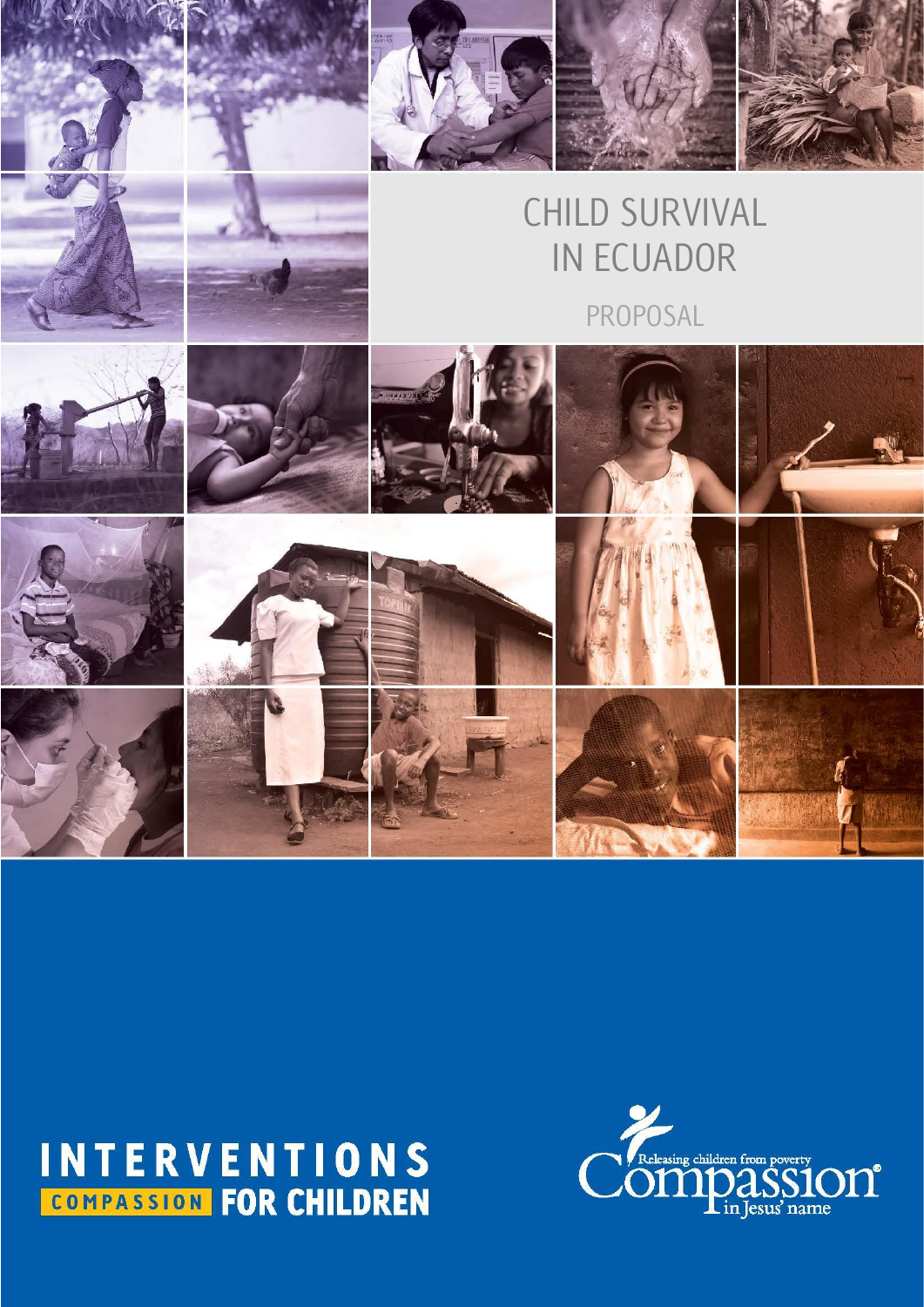# CHILD SURVIVAL IN ECUADOR

PROPOSAL

**INTERVENTIONS**
**COMPASSION FOR CHILDREN**

Releasing children from poverty
Compassion®
in Jesus' name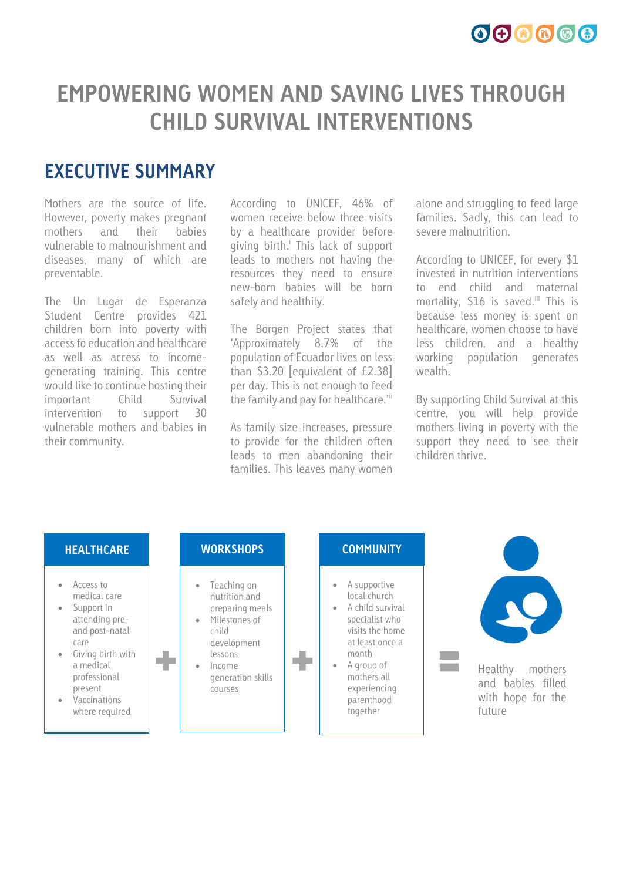# EMPOWERING WOMEN AND SAVING LIVES THROUGH CHILD SURVIVAL INTERVENTIONS

## EXECUTIVE SUMMARY

Mothers are the source of life. However, poverty makes pregnant mothers and their babies vulnerable to malnourishment and diseases, many of which are preventable.

The Un Lugar de Esperanza Student Centre provides 421 children born into poverty with access to education and healthcare as well as access to income-generating training. This centre would like to continue hosting their important Child Survival intervention to support 30 vulnerable mothers and babies in their community.

According to UNICEF, 46% of women receive below three visits by a healthcare provider before giving birth.[i] This lack of support leads to mothers not having the resources they need to ensure new-born babies will be born safely and healthily.

The Borgen Project states that 'Approximately 8.7% of the population of Ecuador lives on less than $3.20 [equivalent of £2.38] per day. This is not enough to feed the family and pay for healthcare.'[ii]

As family size increases, pressure to provide for the children often leads to men abandoning their families. This leaves many women alone and struggling to feed large families. Sadly, this can lead to severe malnutrition.

According to UNICEF, for every $1 invested in nutrition interventions to end child and maternal mortality, $16 is saved.[iii] This is because less money is spent on healthcare, women choose to have less children, and a healthy working population generates wealth.

By supporting Child Survival at this centre, you will help provide mothers living in poverty with the support they need to see their children thrive.

**HEALTHCARE**

- Access to medical care
- Support in attending pre- and post-natal care
- Giving birth with a medical professional present
- Vaccinations where required

+

**WORKSHOPS**

- Teaching on nutrition and preparing meals
- Milestones of child development lessons
- Income generation skills courses

+

**COMMUNITY**

- A supportive local church
- A child survival specialist who visits the home at least once a month
- A group of mothers all experiencing parenthood together

=

Healthy mothers and babies filled with hope for the future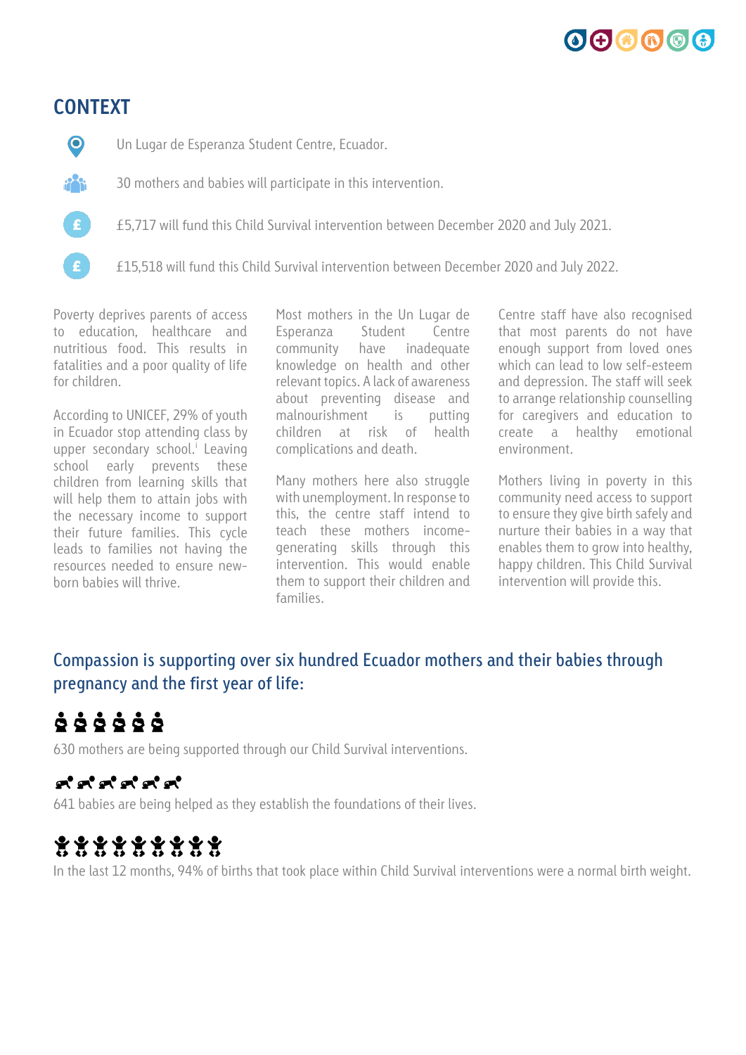## CONTEXT

Un Lugar de Esperanza Student Centre, Ecuador.

30 mothers and babies will participate in this intervention.

£5,717 will fund this Child Survival intervention between December 2020 and July 2021.

£15,518 will fund this Child Survival intervention between December 2020 and July 2022.

Poverty deprives parents of access to education, healthcare and nutritious food. This results in fatalities and a poor quality of life for children.

According to UNICEF, 29% of youth in Ecuador stop attending class by upper secondary school.[i] Leaving school early prevents these children from learning skills that will help them to attain jobs with the necessary income to support their future families. This cycle leads to families not having the resources needed to ensure new-born babies will thrive.

Most mothers in the Un Lugar de Esperanza Student Centre community have inadequate knowledge on health and other relevant topics. A lack of awareness about preventing disease and malnourishment is putting children at risk of health complications and death.

Many mothers here also struggle with unemployment. In response to this, the centre staff intend to teach these mothers income-generating skills through this intervention. This would enable them to support their children and families.

Centre staff have also recognised that most parents do not have enough support from loved ones which can lead to low self-esteem and depression. The staff will seek to arrange relationship counselling for caregivers and education to create a healthy emotional environment.

Mothers living in poverty in this community need access to support to ensure they give birth safely and nurture their babies in a way that enables them to grow into healthy, happy children. This Child Survival intervention will provide this.

### Compassion is supporting over six hundred Ecuador mothers and their babies through pregnancy and the first year of life:

630 mothers are being supported through our Child Survival interventions.

641 babies are being helped as they establish the foundations of their lives.

In the last 12 months, 94% of births that took place within Child Survival interventions were a normal birth weight.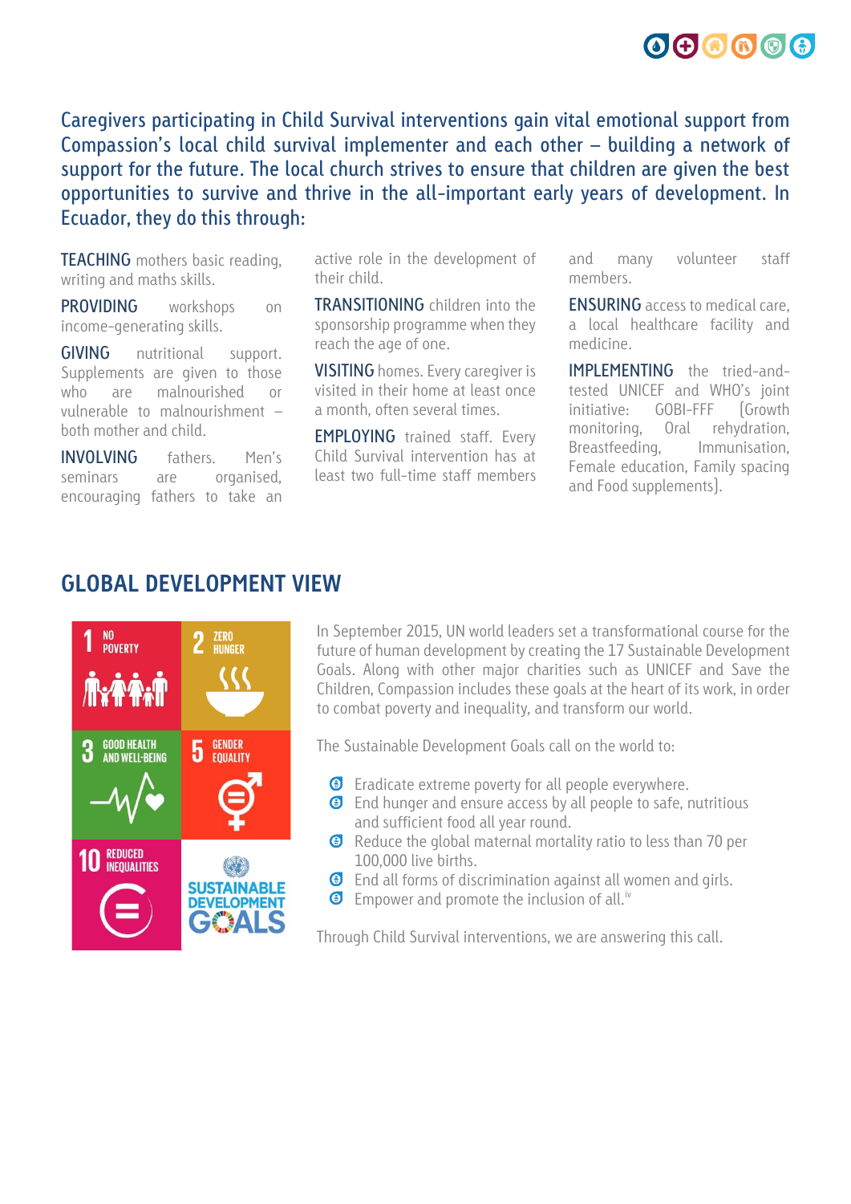Caregivers participating in Child Survival interventions gain vital emotional support from Compassion's local child survival implementer and each other – building a network of support for the future. The local church strives to ensure that children are given the best opportunities to survive and thrive in the all-important early years of development. In Ecuador, they do this through:

TEACHING mothers basic reading, writing and maths skills.

PROVIDING workshops on income-generating skills.

GIVING nutritional support. Supplements are given to those who are malnourished or vulnerable to malnourishment – both mother and child.

INVOLVING fathers. Men's seminars are organised, encouraging fathers to take an active role in the development of their child.

TRANSITIONING children into the sponsorship programme when they reach the age of one.

VISITING homes. Every caregiver is visited in their home at least once a month, often several times.

EMPLOYING trained staff. Every Child Survival intervention has at least two full-time staff members and many volunteer staff members.

ENSURING access to medical care, a local healthcare facility and medicine.

IMPLEMENTING the tried-and-tested UNICEF and WHO's joint initiative: GOBI-FFF (Growth monitoring, Oral rehydration, Breastfeeding, Immunisation, Female education, Family spacing and Food supplements).

## GLOBAL DEVELOPMENT VIEW

1 NO POVERTY

2 ZERO HUNGER

3 GOOD HEALTH AND WELL-BEING

5 GENDER EQUALITY

10 REDUCED INEQUALITIES

SUSTAINABLE DEVELOPMENT GOALS

In September 2015, UN world leaders set a transformational course for the future of human development by creating the 17 Sustainable Development Goals. Along with other major charities such as UNICEF and Save the Children, Compassion includes these goals at the heart of its work, in order to combat poverty and inequality, and transform our world.

The Sustainable Development Goals call on the world to:

- Eradicate extreme poverty for all people everywhere.
- End hunger and ensure access by all people to safe, nutritious and sufficient food all year round.
- Reduce the global maternal mortality ratio to less than 70 per 100,000 live births.
- End all forms of discrimination against all women and girls.
- Empower and promote the inclusion of all.[iv]

Through Child Survival interventions, we are answering this call.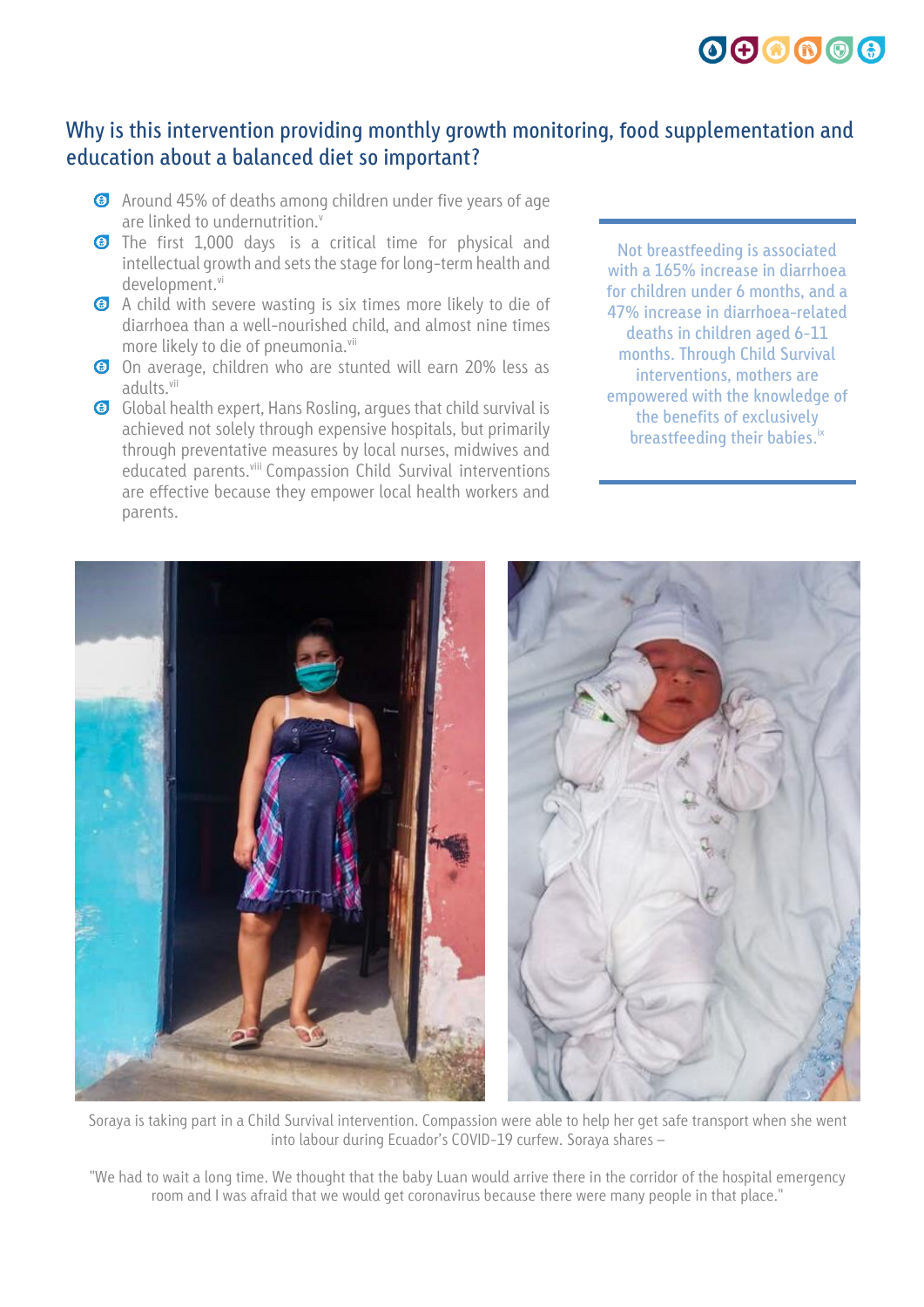## Why is this intervention providing monthly growth monitoring, food supplementation and education about a balanced diet so important?

- Around 45% of deaths among children under five years of age are linked to undernutrition.[v]
- The first 1,000 days is a critical time for physical and intellectual growth and sets the stage for long-term health and development.[vi]
- A child with severe wasting is six times more likely to die of diarrhoea than a well-nourished child, and almost nine times more likely to die of pneumonia.[vii]
- On average, children who are stunted will earn 20% less as adults.[vii]
- Global health expert, Hans Rosling, argues that child survival is achieved not solely through expensive hospitals, but primarily through preventative measures by local nurses, midwives and educated parents.[viii] Compassion Child Survival interventions are effective because they empower local health workers and parents.

Not breastfeeding is associated with a 165% increase in diarrhoea for children under 6 months, and a 47% increase in diarrhoea-related deaths in children aged 6-11 months. Through Child Survival interventions, mothers are empowered with the knowledge of the benefits of exclusively breastfeeding their babies.[ix]

Soraya is taking part in a Child Survival intervention. Compassion were able to help her get safe transport when she went into labour during Ecuador's COVID-19 curfew. Soraya shares –

"We had to wait a long time. We thought that the baby Luan would arrive there in the corridor of the hospital emergency room and I was afraid that we would get coronavirus because there were many people in that place."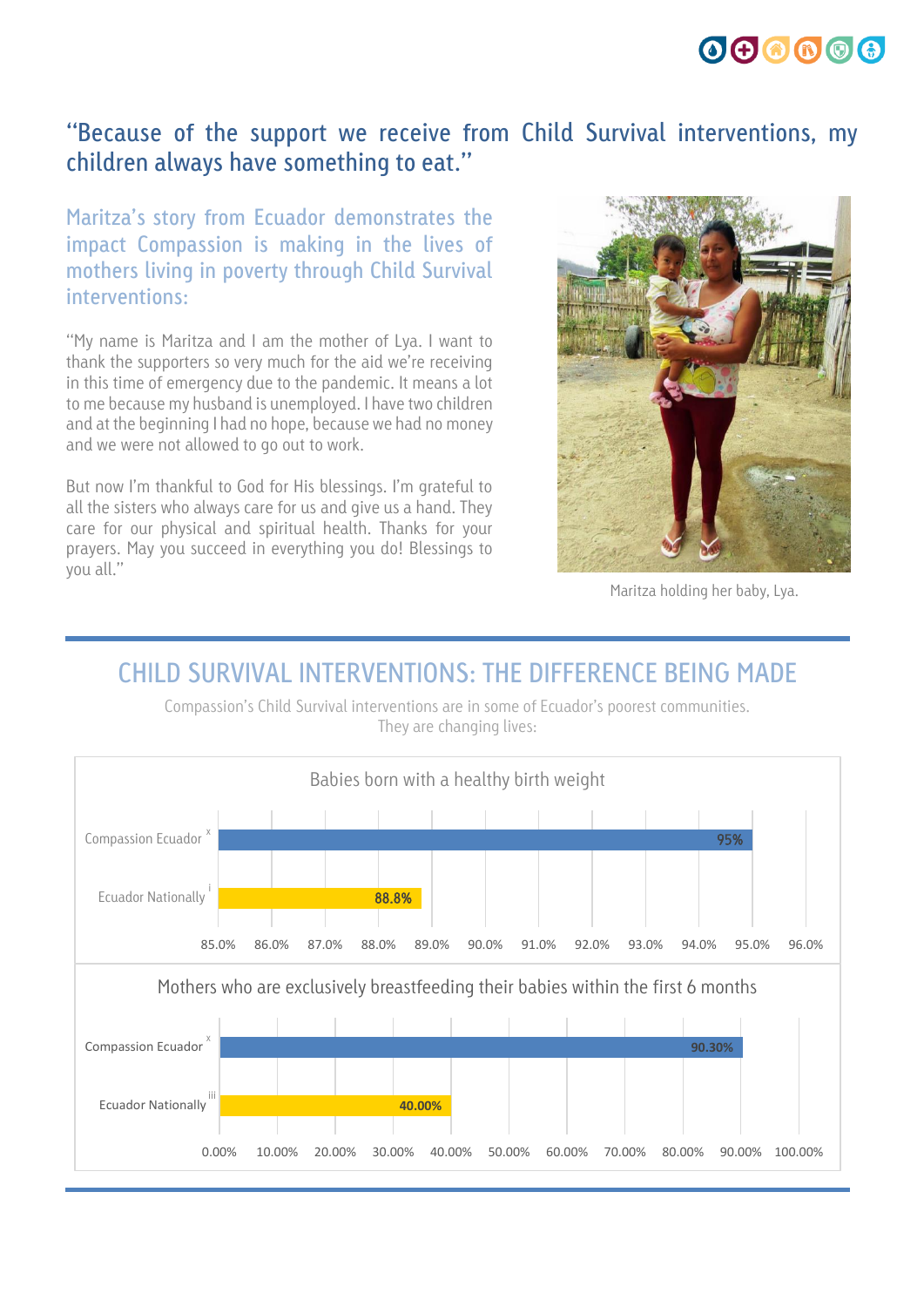## "Because of the support we receive from Child Survival interventions, my children always have something to eat."

### Maritza's story from Ecuador demonstrates the impact Compassion is making in the lives of mothers living in poverty through Child Survival interventions:

"My name is Maritza and I am the mother of Lya. I want to thank the supporters so very much for the aid we're receiving in this time of emergency due to the pandemic. It means a lot to me because my husband is unemployed. I have two children and at the beginning I had no hope, because we had no money and we were not allowed to go out to work.

But now I'm thankful to God for His blessings. I'm grateful to all the sisters who always care for us and give us a hand. They care for our physical and spiritual health. Thanks for your prayers. May you succeed in everything you do! Blessings to you all."

Maritza holding her baby, Lya.

## CHILD SURVIVAL INTERVENTIONS: THE DIFFERENCE BEING MADE

Compassion's Child Survival interventions are in some of Ecuador's poorest communities. They are changing lives:

Babies born with a healthy birth weight

Compassion Ecuador [x] 95%

Ecuador Nationally [i] 88.8%

85.0% 86.0% 87.0% 88.0% 89.0% 90.0% 91.0% 92.0% 93.0% 94.0% 95.0% 96.0%

Mothers who are exclusively breastfeeding their babies within the first 6 months

Compassion Ecuador [x] 90.30%

Ecuador Nationally [iii] 40.00%

0.00% 10.00% 20.00% 30.00% 40.00% 50.00% 60.00% 70.00% 80.00% 90.00% 100.00%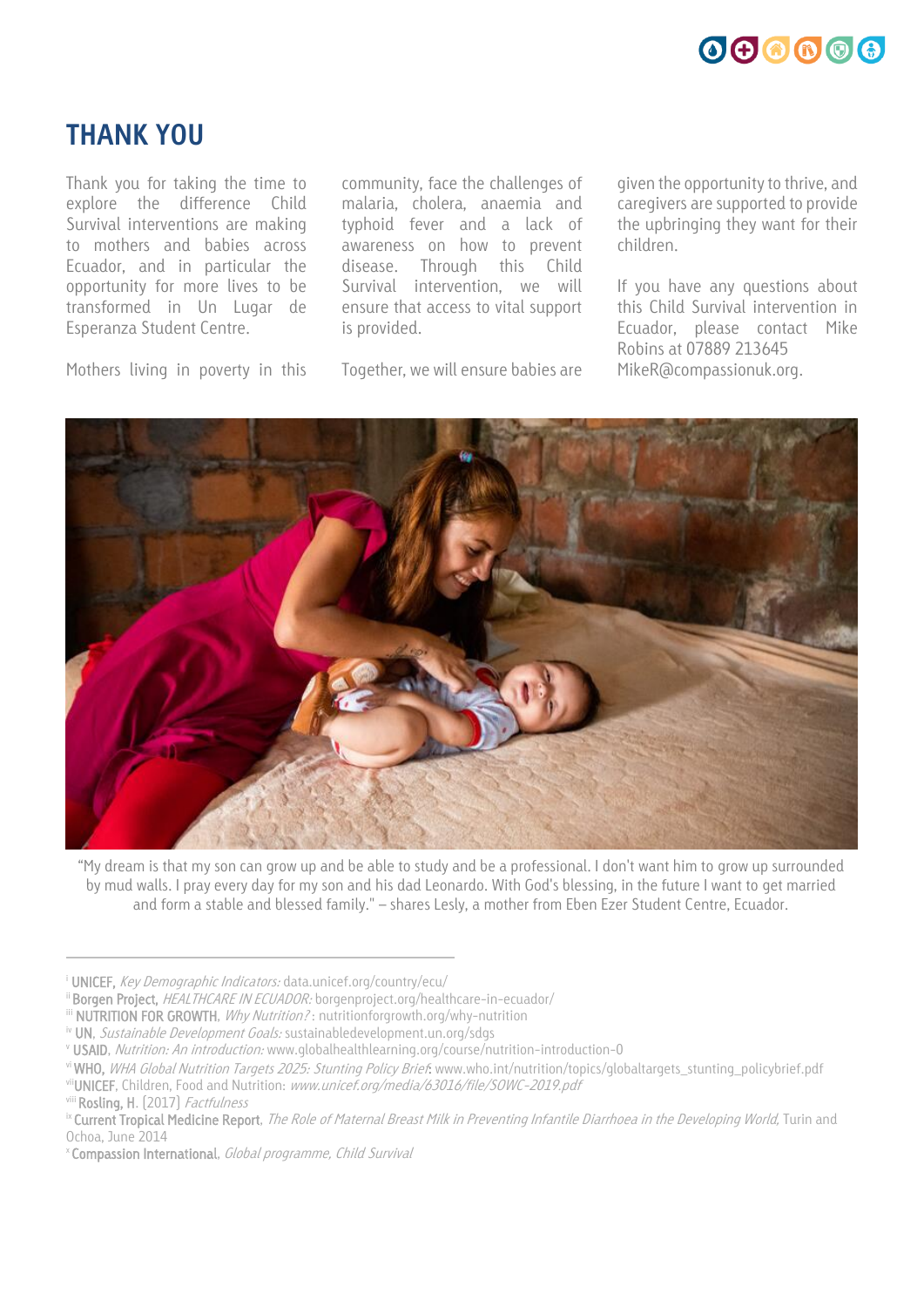## THANK YOU

Thank you for taking the time to explore the difference Child Survival interventions are making to mothers and babies across Ecuador, and in particular the opportunity for more lives to be transformed in Un Lugar de Esperanza Student Centre.

Mothers living in poverty in this community, face the challenges of malaria, cholera, anaemia and typhoid fever and a lack of awareness on how to prevent disease. Through this Child Survival intervention, we will ensure that access to vital support is provided.

Together, we will ensure babies are given the opportunity to thrive, and caregivers are supported to provide the upbringing they want for their children.

If you have any questions about this Child Survival intervention in Ecuador, please contact Mike Robins at 07889 213645 MikeR@compassionuk.org.

"My dream is that my son can grow up and be able to study and be a professional. I don't want him to grow up surrounded by mud walls. I pray every day for my son and his dad Leonardo. With God's blessing, in the future I want to get married and form a stable and blessed family." – shares Lesly, a mother from Eben Ezer Student Centre, Ecuador.

---

[i] **UNICEF**, *Key Demographic Indicators:* data.unicef.org/country/ecu/
[ii] **Borgen Project**, *HEALTHCARE IN ECUADOR:* borgenproject.org/healthcare-in-ecuador/
[iii] **NUTRITION FOR GROWTH**, *Why Nutrition?*: nutritionforgrowth.org/why-nutrition
[iv] **UN**, *Sustainable Development Goals:* sustainabledevelopment.un.org/sdgs
[v] **USAID**, *Nutrition: An introduction:* www.globalhealthlearning.org/course/nutrition-introduction-0
[vi] **WHO**, *WHA Global Nutrition Targets 2025: Stunting Policy Brief*: www.who.int/nutrition/topics/globaltargets_stunting_policybrief.pdf
[vii] **UNICEF**, Children, Food and Nutrition: *www.unicef.org/media/63016/file/SOWC-2019.pdf*
[viii] **Rosling, H.** [2017] *Factfulness*
[ix] **Current Tropical Medicine Report**, *The Role of Maternal Breast Milk in Preventing Infantile Diarrhoea in the Developing World*, Turin and Ochoa, June 2014
[x] **Compassion International**, *Global programme, Child Survival*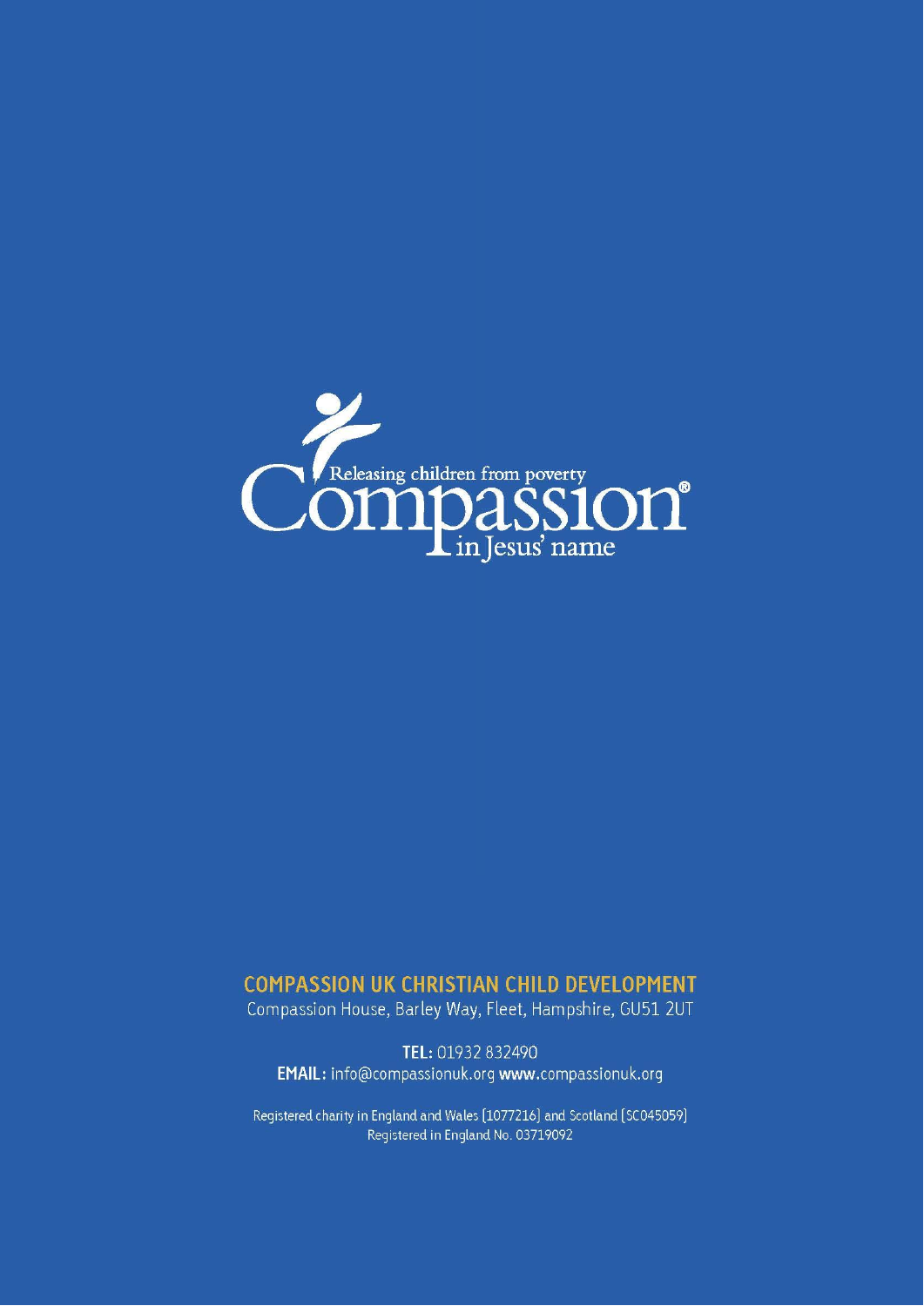Releasing children from poverty

Compassion®

in Jesus' name

**COMPASSION UK CHRISTIAN CHILD DEVELOPMENT**

Compassion House, Barley Way, Fleet, Hampshire, GU51 2UT

**TEL:** 01932 832490

**EMAIL:** info@compassionuk.org **www.**compassionuk.org

Registered charity in England and Wales [1077216] and Scotland [SC045059]

Registered in England No. 03719092